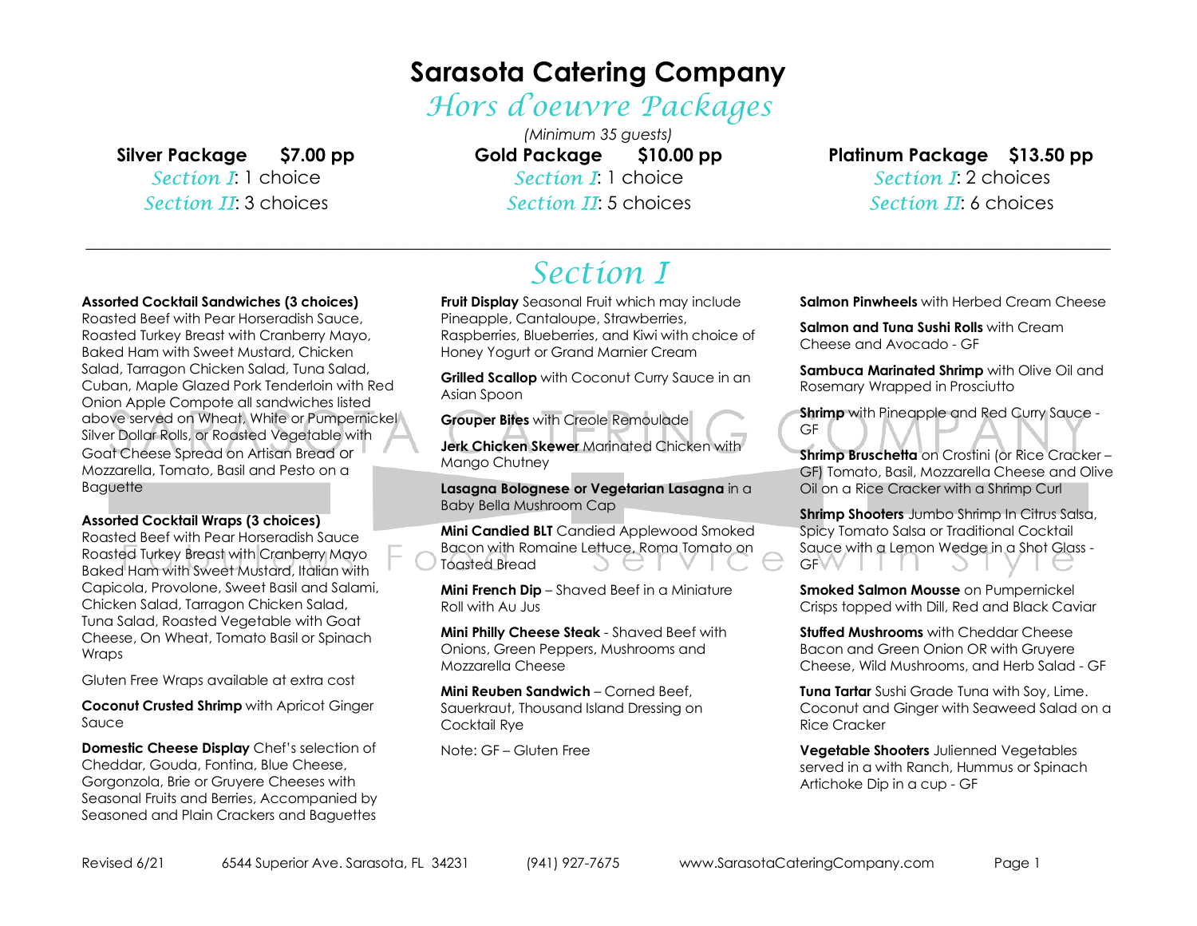# Sarasota Catering Company

## *Hors d'oeuvre Packages*

*(Minimum 35 guests)*

**Silver Package $7.00 pp**
*Section I*: 1 choice
*Section II*: 3 choices

**Gold Package $10.00 pp**
*Section I*: 1 choice
*Section II*: 5 choices

**Platinum Package $13.50 pp**
*Section I*: 2 choices
*Section II*: 6 choices

---

## *Section I*

**Assorted Cocktail Sandwiches (3 choices)** Roasted Beef with Pear Horseradish Sauce, Roasted Turkey Breast with Cranberry Mayo, Baked Ham with Sweet Mustard, Chicken Salad, Tarragon Chicken Salad, Tuna Salad, Cuban, Maple Glazed Pork Tenderloin with Red Onion Apple Compote all sandwiches listed above served on Wheat, White or Pumpernickel Silver Dollar Rolls, or Roasted Vegetable with Goat Cheese Spread on Artisan Bread or Mozzarella, Tomato, Basil and Pesto on a Baguette

**Assorted Cocktail Wraps (3 choices)** Roasted Beef with Pear Horseradish Sauce Roasted Turkey Breast with Cranberry Mayo Baked Ham with Sweet Mustard, Italian with Capicola, Provolone, Sweet Basil and Salami, Chicken Salad, Tarragon Chicken Salad, Tuna Salad, Roasted Vegetable with Goat Cheese, On Wheat, Tomato Basil or Spinach Wraps

Gluten Free Wraps available at extra cost

**Coconut Crusted Shrimp** with Apricot Ginger Sauce

**Domestic Cheese Display** Chef's selection of Cheddar, Gouda, Fontina, Blue Cheese, Gorgonzola, Brie or Gruyere Cheeses with Seasonal Fruits and Berries, Accompanied by Seasoned and Plain Crackers and Baguettes

**Fruit Display** Seasonal Fruit which may include Pineapple, Cantaloupe, Strawberries, Raspberries, Blueberries, and Kiwi with choice of Honey Yogurt or Grand Marnier Cream

**Grilled Scallop** with Coconut Curry Sauce in an Asian Spoon

**Grouper Bites** with Creole Remoulade

**Jerk Chicken Skewer** Marinated Chicken with Mango Chutney

**Lasagna Bolognese or Vegetarian Lasagna** in a Baby Bella Mushroom Cap

**Mini Candied BLT** Candied Applewood Smoked Bacon with Romaine Lettuce, Roma Tomato on Toasted Bread

**Mini French Dip** – Shaved Beef in a Miniature Roll with Au Jus

**Mini Philly Cheese Steak** - Shaved Beef with Onions, Green Peppers, Mushrooms and Mozzarella Cheese

**Mini Reuben Sandwich** – Corned Beef, Sauerkraut, Thousand Island Dressing on Cocktail Rye

Note: GF – Gluten Free

**Salmon Pinwheels** with Herbed Cream Cheese

**Salmon and Tuna Sushi Rolls** with Cream Cheese and Avocado - GF

**Sambuca Marinated Shrimp** with Olive Oil and Rosemary Wrapped in Prosciutto

**Shrimp** with Pineapple and Red Curry Sauce - GF

**Shrimp Bruschetta** on Crostini (or Rice Cracker – GF) Tomato, Basil, Mozzarella Cheese and Olive Oil on a Rice Cracker with a Shrimp Curl

**Shrimp Shooters** Jumbo Shrimp In Citrus Salsa, Spicy Tomato Salsa or Traditional Cocktail Sauce with a Lemon Wedge in a Shot Glass - GF

**Smoked Salmon Mousse** on Pumpernickel Crisps topped with Dill, Red and Black Caviar

**Stuffed Mushrooms** with Cheddar Cheese Bacon and Green Onion OR with Gruyere Cheese, Wild Mushrooms, and Herb Salad - GF

**Tuna Tartar** Sushi Grade Tuna with Soy, Lime. Coconut and Ginger with Seaweed Salad on a Rice Cracker

**Vegetable Shooters** Julienned Vegetables served in a with Ranch, Hummus or Spinach Artichoke Dip in a cup - GF

Revised 6/21 6544 Superior Ave. Sarasota, FL 34231 (941) 927-7675 www.SarasotaCateringCompany.com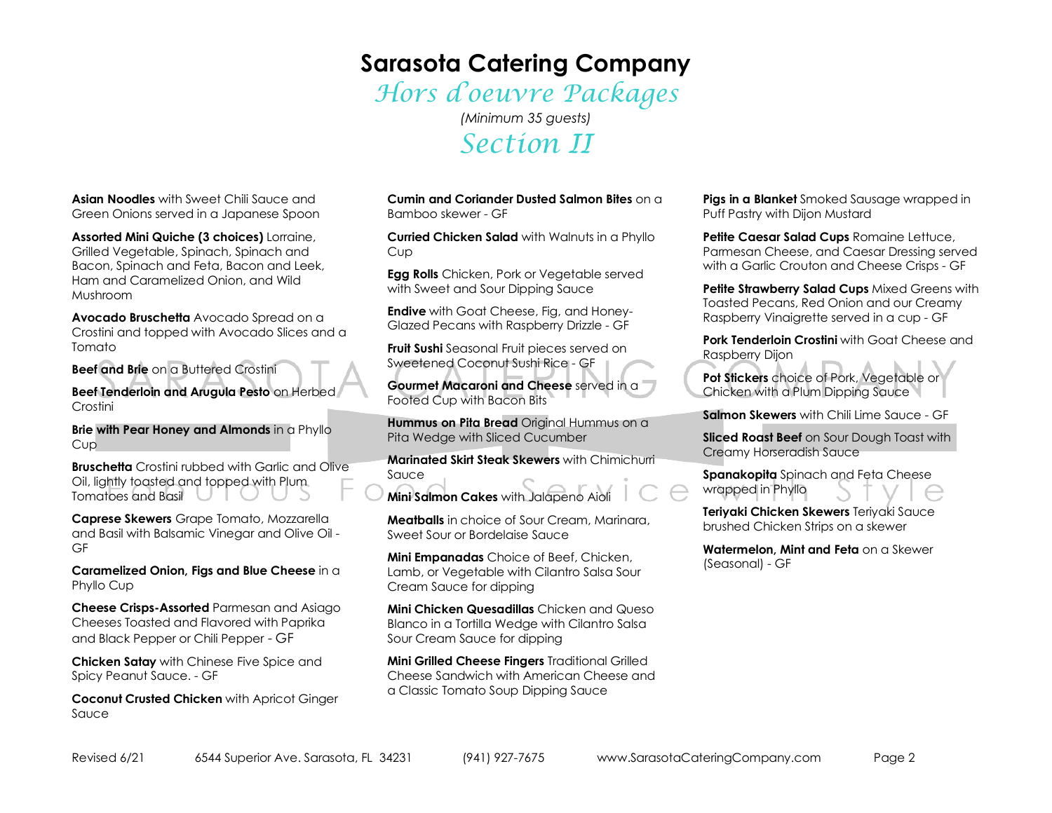# Sarasota Catering Company

## *Hors d'oeuvre Packages*

*(Minimum 35 guests)*

## *Section II*

**Asian Noodles** with Sweet Chili Sauce and Green Onions served in a Japanese Spoon

**Assorted Mini Quiche (3 choices)** Lorraine, Grilled Vegetable, Spinach, Spinach and Bacon, Spinach and Feta, Bacon and Leek, Ham and Caramelized Onion, and Wild Mushroom

**Avocado Bruschetta** Avocado Spread on a Crostini and topped with Avocado Slices and a Tomato

**Beef and Brie** on a Buttered Crostini

**Beef Tenderloin and Arugula Pesto** on Herbed Crostini

**Brie with Pear Honey and Almonds** in a Phyllo Cup

**Bruschetta** Crostini rubbed with Garlic and Olive Oil, lightly toasted and topped with Plum Tomatoes and Basil

**Caprese Skewers** Grape Tomato, Mozzarella and Basil with Balsamic Vinegar and Olive Oil - GF

**Caramelized Onion, Figs and Blue Cheese** in a Phyllo Cup

**Cheese Crisps-Assorted** Parmesan and Asiago Cheeses Toasted and Flavored with Paprika and Black Pepper or Chili Pepper - GF

**Chicken Satay** with Chinese Five Spice and Spicy Peanut Sauce. - GF

**Coconut Crusted Chicken** with Apricot Ginger Sauce

**Cumin and Coriander Dusted Salmon Bites** on a Bamboo skewer - GF

**Curried Chicken Salad** with Walnuts in a Phyllo Cup

**Egg Rolls** Chicken, Pork or Vegetable served with Sweet and Sour Dipping Sauce

**Endive** with Goat Cheese, Fig, and Honey-Glazed Pecans with Raspberry Drizzle - GF

**Fruit Sushi** Seasonal Fruit pieces served on Sweetened Coconut Sushi Rice - GF

**Gourmet Macaroni and Cheese** served in a Footed Cup with Bacon Bits

**Hummus on Pita Bread** Original Hummus on a Pita Wedge with Sliced Cucumber

**Marinated Skirt Steak Skewers** with Chimichurri Sauce

**Mini Salmon Cakes** with Jalapeno Aioli

**Meatballs** in choice of Sour Cream, Marinara, Sweet Sour or Bordelaise Sauce

**Mini Empanadas** Choice of Beef, Chicken, Lamb, or Vegetable with Cilantro Salsa Sour Cream Sauce for dipping

**Mini Chicken Quesadillas** Chicken and Queso Blanco in a Tortilla Wedge with Cilantro Salsa Sour Cream Sauce for dipping

**Mini Grilled Cheese Fingers** Traditional Grilled Cheese Sandwich with American Cheese and a Classic Tomato Soup Dipping Sauce

**Pigs in a Blanket** Smoked Sausage wrapped in Puff Pastry with Dijon Mustard

**Petite Caesar Salad Cups** Romaine Lettuce, Parmesan Cheese, and Caesar Dressing served with a Garlic Crouton and Cheese Crisps - GF

**Petite Strawberry Salad Cups** Mixed Greens with Toasted Pecans, Red Onion and our Creamy Raspberry Vinaigrette served in a cup - GF

**Pork Tenderloin Crostini** with Goat Cheese and Raspberry Dijon

**Pot Stickers** choice of Pork, Vegetable or Chicken with a Plum Dipping Sauce

**Salmon Skewers** with Chili Lime Sauce - GF

**Sliced Roast Beef** on Sour Dough Toast with Creamy Horseradish Sauce

**Spanakopita** Spinach and Feta Cheese wrapped in Phyllo

**Teriyaki Chicken Skewers** Teriyaki Sauce brushed Chicken Strips on a skewer

**Watermelon, Mint and Feta** on a Skewer (Seasonal) - GF

Revised 6/21 6544 Superior Ave. Sarasota, FL 34231 (941) 927-7675 www.SarasotaCateringCompany.com